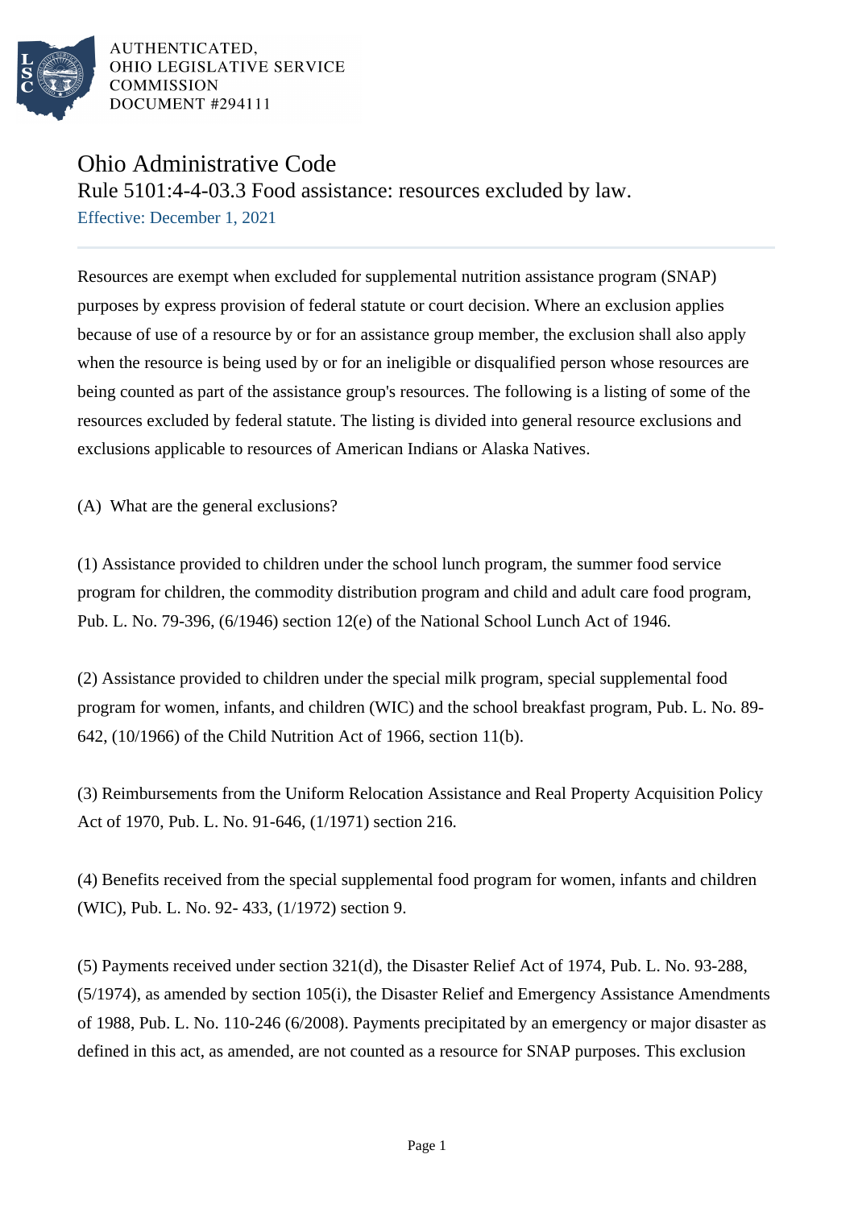AUTHENTICATED,
OHIO LEGISLATIVE SERVICE
COMMISSION
DOCUMENT #294111

# Ohio Administrative Code

## Rule 5101:4-4-03.3 Food assistance: resources excluded by law.

Effective: December 1, 2021

Resources are exempt when excluded for supplemental nutrition assistance program (SNAP) purposes by express provision of federal statute or court decision. Where an exclusion applies because of use of a resource by or for an assistance group member, the exclusion shall also apply when the resource is being used by or for an ineligible or disqualified person whose resources are being counted as part of the assistance group's resources. The following is a listing of some of the resources excluded by federal statute. The listing is divided into general resource exclusions and exclusions applicable to resources of American Indians or Alaska Natives.

(A) What are the general exclusions?

(1) Assistance provided to children under the school lunch program, the summer food service program for children, the commodity distribution program and child and adult care food program, Pub. L. No. 79-396, (6/1946) section 12(e) of the National School Lunch Act of 1946.

(2) Assistance provided to children under the special milk program, special supplemental food program for women, infants, and children (WIC) and the school breakfast program, Pub. L. No. 89-642, (10/1966) of the Child Nutrition Act of 1966, section 11(b).

(3) Reimbursements from the Uniform Relocation Assistance and Real Property Acquisition Policy Act of 1970, Pub. L. No. 91-646, (1/1971) section 216.

(4) Benefits received from the special supplemental food program for women, infants and children (WIC), Pub. L. No. 92- 433, (1/1972) section 9.

(5) Payments received under section 321(d), the Disaster Relief Act of 1974, Pub. L. No. 93-288, (5/1974), as amended by section 105(i), the Disaster Relief and Emergency Assistance Amendments of 1988, Pub. L. No. 110-246 (6/2008). Payments precipitated by an emergency or major disaster as defined in this act, as amended, are not counted as a resource for SNAP purposes. This exclusion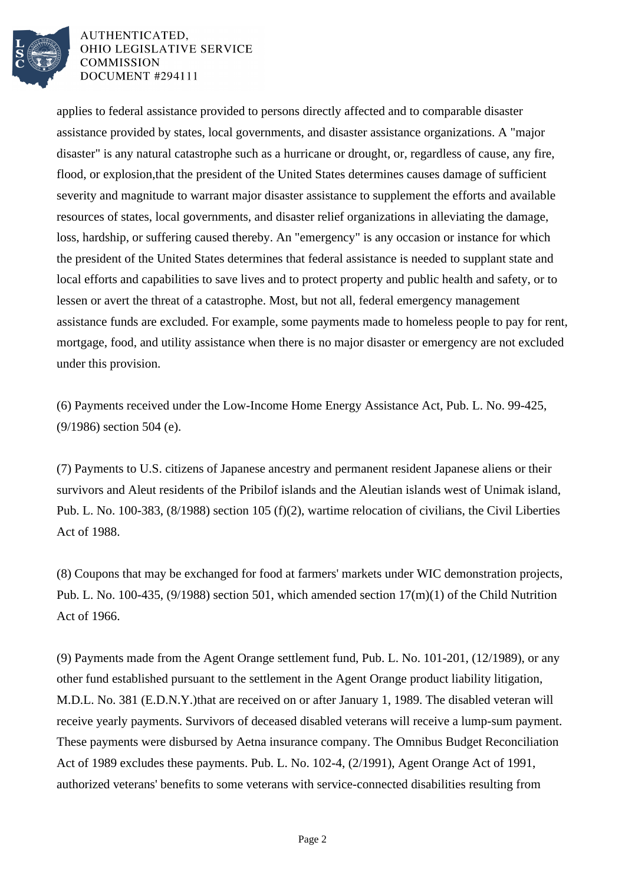applies to federal assistance provided to persons directly affected and to comparable disaster assistance provided by states, local governments, and disaster assistance organizations. A "major disaster" is any natural catastrophe such as a hurricane or drought, or, regardless of cause, any fire, flood, or explosion,that the president of the United States determines causes damage of sufficient severity and magnitude to warrant major disaster assistance to supplement the efforts and available resources of states, local governments, and disaster relief organizations in alleviating the damage, loss, hardship, or suffering caused thereby. An "emergency" is any occasion or instance for which the president of the United States determines that federal assistance is needed to supplant state and local efforts and capabilities to save lives and to protect property and public health and safety, or to lessen or avert the threat of a catastrophe. Most, but not all, federal emergency management assistance funds are excluded. For example, some payments made to homeless people to pay for rent, mortgage, food, and utility assistance when there is no major disaster or emergency are not excluded under this provision.

(6) Payments received under the Low-Income Home Energy Assistance Act, Pub. L. No. 99-425, (9/1986) section 504 (e).

(7) Payments to U.S. citizens of Japanese ancestry and permanent resident Japanese aliens or their survivors and Aleut residents of the Pribilof islands and the Aleutian islands west of Unimak island, Pub. L. No. 100-383, (8/1988) section 105 (f)(2), wartime relocation of civilians, the Civil Liberties Act of 1988.

(8) Coupons that may be exchanged for food at farmers' markets under WIC demonstration projects, Pub. L. No. 100-435, (9/1988) section 501, which amended section 17(m)(1) of the Child Nutrition Act of 1966.

(9) Payments made from the Agent Orange settlement fund, Pub. L. No. 101-201, (12/1989), or any other fund established pursuant to the settlement in the Agent Orange product liability litigation, M.D.L. No. 381 (E.D.N.Y.)that are received on or after January 1, 1989. The disabled veteran will receive yearly payments. Survivors of deceased disabled veterans will receive a lump-sum payment. These payments were disbursed by Aetna insurance company. The Omnibus Budget Reconciliation Act of 1989 excludes these payments. Pub. L. No. 102-4, (2/1991), Agent Orange Act of 1991, authorized veterans' benefits to some veterans with service-connected disabilities resulting from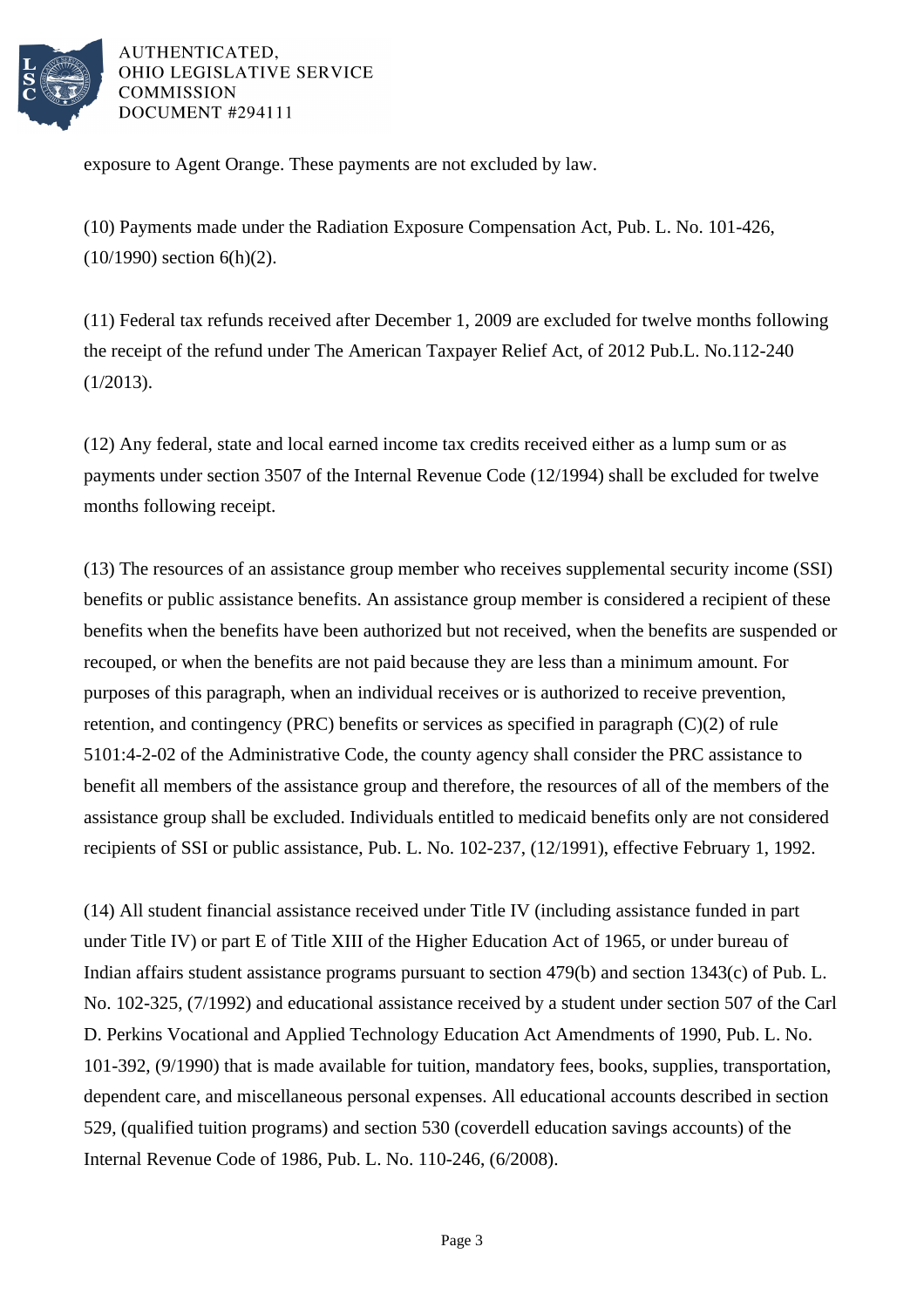exposure to Agent Orange. These payments are not excluded by law.

(10) Payments made under the Radiation Exposure Compensation Act, Pub. L. No. 101-426, (10/1990) section 6(h)(2).

(11) Federal tax refunds received after December 1, 2009 are excluded for twelve months following the receipt of the refund under The American Taxpayer Relief Act, of 2012 Pub.L. No.112-240 (1/2013).

(12) Any federal, state and local earned income tax credits received either as a lump sum or as payments under section 3507 of the Internal Revenue Code (12/1994) shall be excluded for twelve months following receipt.

(13) The resources of an assistance group member who receives supplemental security income (SSI) benefits or public assistance benefits. An assistance group member is considered a recipient of these benefits when the benefits have been authorized but not received, when the benefits are suspended or recouped, or when the benefits are not paid because they are less than a minimum amount. For purposes of this paragraph, when an individual receives or is authorized to receive prevention, retention, and contingency (PRC) benefits or services as specified in paragraph (C)(2) of rule 5101:4-2-02 of the Administrative Code, the county agency shall consider the PRC assistance to benefit all members of the assistance group and therefore, the resources of all of the members of the assistance group shall be excluded. Individuals entitled to medicaid benefits only are not considered recipients of SSI or public assistance, Pub. L. No. 102-237, (12/1991), effective February 1, 1992.

(14) All student financial assistance received under Title IV (including assistance funded in part under Title IV) or part E of Title XIII of the Higher Education Act of 1965, or under bureau of Indian affairs student assistance programs pursuant to section 479(b) and section 1343(c) of Pub. L. No. 102-325, (7/1992) and educational assistance received by a student under section 507 of the Carl D. Perkins Vocational and Applied Technology Education Act Amendments of 1990, Pub. L. No. 101-392, (9/1990) that is made available for tuition, mandatory fees, books, supplies, transportation, dependent care, and miscellaneous personal expenses. All educational accounts described in section 529, (qualified tuition programs) and section 530 (coverdell education savings accounts) of the Internal Revenue Code of 1986, Pub. L. No. 110-246, (6/2008).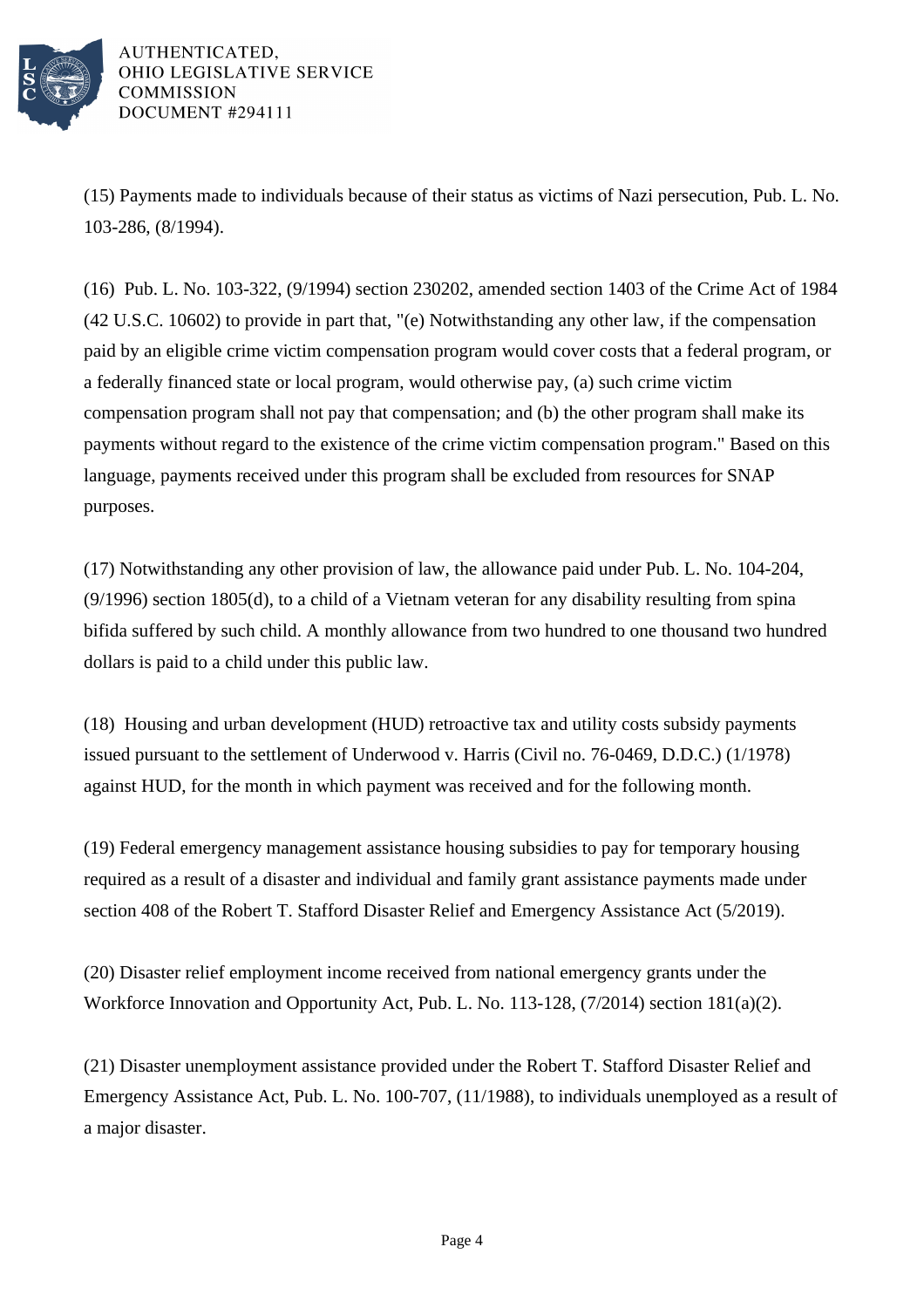(15) Payments made to individuals because of their status as victims of Nazi persecution, Pub. L. No. 103-286, (8/1994).

(16) Pub. L. No. 103-322, (9/1994) section 230202, amended section 1403 of the Crime Act of 1984 (42 U.S.C. 10602) to provide in part that, "(e) Notwithstanding any other law, if the compensation paid by an eligible crime victim compensation program would cover costs that a federal program, or a federally financed state or local program, would otherwise pay, (a) such crime victim compensation program shall not pay that compensation; and (b) the other program shall make its payments without regard to the existence of the crime victim compensation program." Based on this language, payments received under this program shall be excluded from resources for SNAP purposes.

(17) Notwithstanding any other provision of law, the allowance paid under Pub. L. No. 104-204, (9/1996) section 1805(d), to a child of a Vietnam veteran for any disability resulting from spina bifida suffered by such child. A monthly allowance from two hundred to one thousand two hundred dollars is paid to a child under this public law.

(18) Housing and urban development (HUD) retroactive tax and utility costs subsidy payments issued pursuant to the settlement of Underwood v. Harris (Civil no. 76-0469, D.D.C.) (1/1978) against HUD, for the month in which payment was received and for the following month.

(19) Federal emergency management assistance housing subsidies to pay for temporary housing required as a result of a disaster and individual and family grant assistance payments made under section 408 of the Robert T. Stafford Disaster Relief and Emergency Assistance Act (5/2019).

(20) Disaster relief employment income received from national emergency grants under the Workforce Innovation and Opportunity Act, Pub. L. No. 113-128, (7/2014) section 181(a)(2).

(21) Disaster unemployment assistance provided under the Robert T. Stafford Disaster Relief and Emergency Assistance Act, Pub. L. No. 100-707, (11/1988), to individuals unemployed as a result of a major disaster.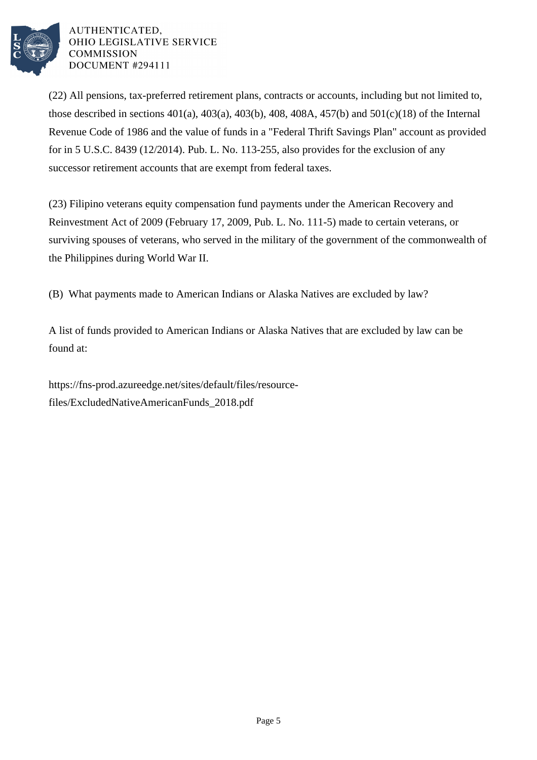(22) All pensions, tax-preferred retirement plans, contracts or accounts, including but not limited to, those described in sections 401(a), 403(a), 403(b), 408, 408A, 457(b) and 501(c)(18) of the Internal Revenue Code of 1986 and the value of funds in a "Federal Thrift Savings Plan" account as provided for in 5 U.S.C. 8439 (12/2014). Pub. L. No. 113-255, also provides for the exclusion of any successor retirement accounts that are exempt from federal taxes.

(23) Filipino veterans equity compensation fund payments under the American Recovery and Reinvestment Act of 2009 (February 17, 2009, Pub. L. No. 111-5) made to certain veterans, or surviving spouses of veterans, who served in the military of the government of the commonwealth of the Philippines during World War II.

(B) What payments made to American Indians or Alaska Natives are excluded by law?

A list of funds provided to American Indians or Alaska Natives that are excluded by law can be found at:

https://fns-prod.azureedge.net/sites/default/files/resource-files/ExcludedNativeAmericanFunds_2018.pdf